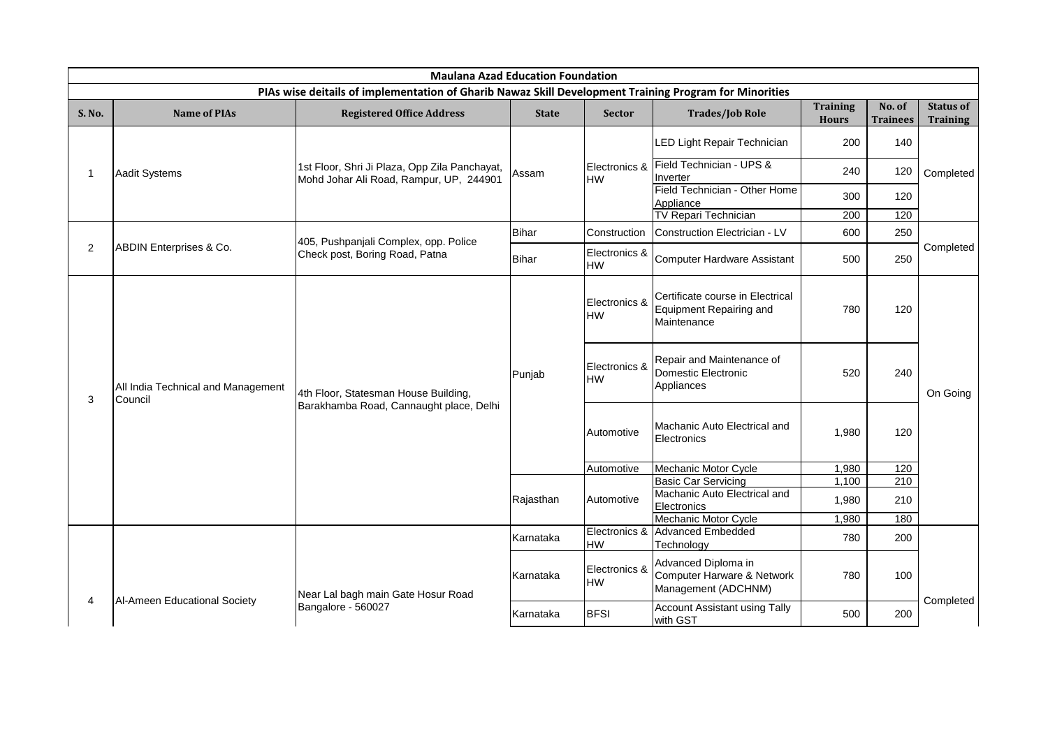**Maulana Azad Education Foundation**

**PIAs wise deitails of implementation of Gharib Nawaz Skill Development Training Program for Minorities**

| S. No. | Name of PIAs | Registered Office Address | State | Sector | Trades/Job Role | Training Hours | No. of Trainees | Status of Training |
|---|---|---|---|---|---|---|---|---|
| 1 | Aadit Systems | 1st Floor, Shri Ji Plaza, Opp Zila Panchayat, Mohd Johar Ali Road, Rampur, UP, 244901 | Assam | Electronics & HW | LED Light Repair Technician | 200 | 140 | Completed |
| | | | | | Field Technician - UPS & Inverter | 240 | 120 | |
| | | | | | Field Technician - Other Home Appliance | 300 | 120 | |
| | | | | | TV Repari Technician | 200 | 120 | |
| 2 | ABDIN Enterprises & Co. | 405, Pushpanjali Complex, opp. Police Check post, Boring Road, Patna | Bihar | Construction | Construction Electrician - LV | 600 | 250 | Completed |
| | | | Bihar | Electronics & HW | Computer Hardware Assistant | 500 | 250 | |
| 3 | All India Technical and Management Council | 4th Floor, Statesman House Building, Barakhamba Road, Cannaught place, Delhi | Punjab | Electronics & HW | Certificate course in Electrical Equipment Repairing and Maintenance | 780 | 120 | On Going |
| | | | | Electronics & HW | Repair and Maintenance of Domestic Electronic Appliances | 520 | 240 | |
| | | | | Automotive | Machanic Auto Electrical and Electronics | 1,980 | 120 | |
| | | | | Automotive | Mechanic Motor Cycle | 1,980 | 120 | |
| | | | Rajasthan | Automotive | Basic Car Servicing | 1,100 | 210 | |
| | | | | | Machanic Auto Electrical and Electronics | 1,980 | 210 | |
| | | | | | Mechanic Motor Cycle | 1,980 | 180 | |
| 4 | Al-Ameen Educational Society | Near Lal bagh main Gate Hosur Road Bangalore - 560027 | Karnataka | Electronics & HW | Advanced Embedded Technology | 780 | 200 | Completed |
| | | | Karnataka | Electronics & HW | Advanced Diploma in Computer Harware & Network Management (ADCHNM) | 780 | 100 | |
| | | | Karnataka | BFSI | Account Assistant using Tally with GST | 500 | 200 | |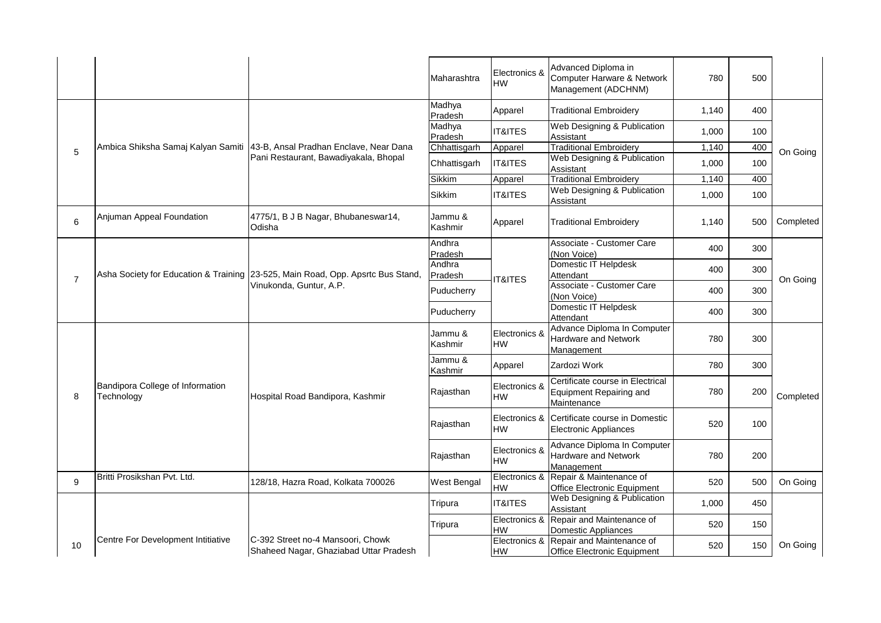| | | | | | | | | |
|---|---|---|---|---|---|---|---|---|
| | | | Maharashtra | Electronics & HW | Advanced Diploma in Computer Harware & Network Management (ADCHNM) | 780 | 500 | |
| 5 | Ambica Shiksha Samaj Kalyan Samiti | 43-B, Ansal Pradhan Enclave, Near Dana Pani Restaurant, Bawadiyakala, Bhopal | Madhya Pradesh | Apparel | Traditional Embroidery | 1,140 | 400 | On Going |
| | | | Madhya Pradesh | IT&ITES | Web Designing & Publication Assistant | 1,000 | 100 | |
| | | | Chhattisgarh | Apparel | Traditional Embroidery | 1,140 | 400 | |
| | | | Chhattisgarh | IT&ITES | Web Designing & Publication Assistant | 1,000 | 100 | |
| | | | Sikkim | Apparel | Traditional Embroidery | 1,140 | 400 | |
| | | | Sikkim | IT&ITES | Web Designing & Publication Assistant | 1,000 | 100 | |
| 6 | Anjuman Appeal Foundation | 4775/1, B J B Nagar, Bhubaneswar14, Odisha | Jammu & Kashmir | Apparel | Traditional Embroidery | 1,140 | 500 | Completed |
| 7 | Asha Society for Education & Training | 23-525, Main Road, Opp. Apsrtc Bus Stand, Vinukonda, Guntur, A.P. | Andhra Pradesh | IT&ITES | Associate - Customer Care (Non Voice) | 400 | 300 | On Going |
| | | | Andhra Pradesh | | Domestic IT Helpdesk Attendant | 400 | 300 | |
| | | | Puducherry | | Associate - Customer Care (Non Voice) | 400 | 300 | |
| | | | Puducherry | | Domestic IT Helpdesk Attendant | 400 | 300 | |
| 8 | Bandipora College of Information Technology | Hospital Road Bandipora, Kashmir | Jammu & Kashmir | Electronics & HW | Advance Diploma In Computer Hardware and Network Management | 780 | 300 | Completed |
| | | | Jammu & Kashmir | Apparel | Zardozi Work | 780 | 300 | |
| | | | Rajasthan | Electronics & HW | Certificate course in Electrical Equipment Repairing and Maintenance | 780 | 200 | |
| | | | Rajasthan | Electronics & HW | Certificate course in Domestic Electronic Appliances | 520 | 100 | |
| | | | Rajasthan | Electronics & HW | Advance Diploma In Computer Hardware and Network Management | 780 | 200 | |
| 9 | Britti Prosikshan Pvt. Ltd. | 128/18, Hazra Road, Kolkata 700026 | West Bengal | Electronics & HW | Repair & Maintenance of Office Electronic Equipment | 520 | 500 | On Going |
| 10 | Centre For Development Intitiative | C-392 Street no-4 Mansoori, Chowk Shaheed Nagar, Ghaziabad Uttar Pradesh | Tripura | IT&ITES | Web Designing & Publication Assistant | 1,000 | 450 | On Going |
| | | | Tripura | Electronics & HW | Repair and Maintenance of Domestic Appliances | 520 | 150 | |
| | | | | Electronics & HW | Repair and Maintenance of Office Electronic Equipment | 520 | 150 | |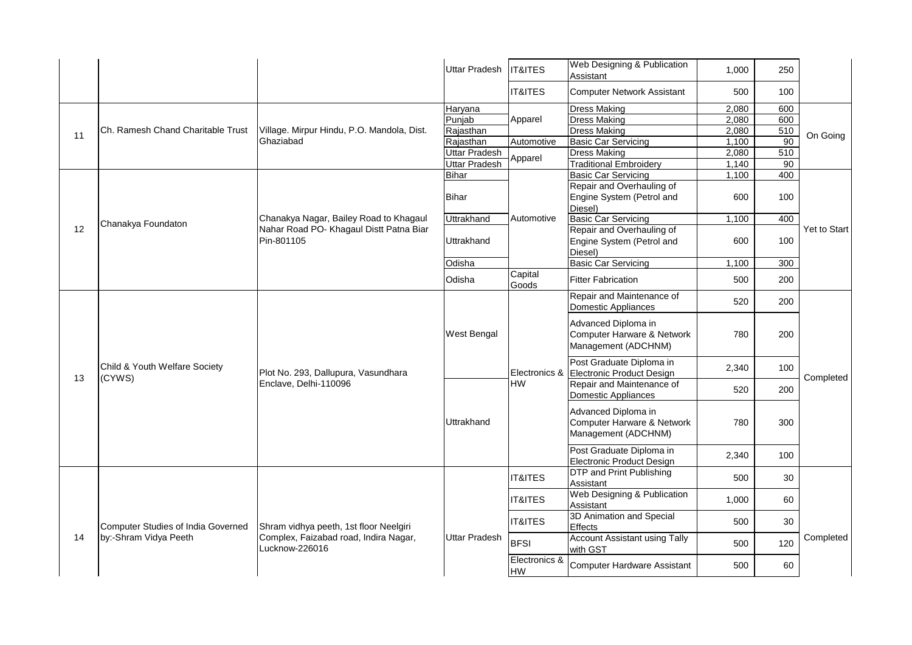| | | | | | | | |
|---|---|---|---|---|---|---|---|
| | | | Uttar Pradesh | IT&ITES | Web Designing & Publication Assistant | 1,000 | 250 | |
| | | | | IT&ITES | Computer Network Assistant | 500 | 100 | |
| 11 | Ch. Ramesh Chand Charitable Trust | Village. Mirpur Hindu, P.O. Mandola, Dist. Ghaziabad | Haryana | Apparel | Dress Making | 2,080 | 600 | On Going |
| | | | Punjab | Apparel | Dress Making | 2,080 | 600 | |
| | | | Rajasthan | Apparel | Dress Making | 2,080 | 510 | |
| | | | Rajasthan | Automotive | Basic Car Servicing | 1,100 | 90 | |
| | | | Uttar Pradesh | Apparel | Dress Making | 2,080 | 510 | |
| | | | Uttar Pradesh | Apparel | Traditional Embroidery | 1,140 | 90 | |
| 12 | Chanakya Foundaton | Chanakya Nagar, Bailey Road to Khagaul Nahar Road PO- Khagaul Distt Patna Biar Pin-801105 | Bihar | Automotive | Basic Car Servicing | 1,100 | 400 | Yet to Start |
| | | | Bihar | Automotive | Repair and Overhauling of Engine System (Petrol and Diesel) | 600 | 100 | |
| | | | Uttrakhand | Automotive | Basic Car Servicing | 1,100 | 400 | |
| | | | Uttrakhand | Automotive | Repair and Overhauling of Engine System (Petrol and Diesel) | 600 | 100 | |
| | | | Odisha | Automotive | Basic Car Servicing | 1,100 | 300 | |
| | | | Odisha | Capital Goods | Fitter Fabrication | 500 | 200 | |
| 13 | Child & Youth Welfare Society (CYWS) | Plot No. 293, Dallupura, Vasundhara Enclave, Delhi-110096 | West Bengal | Electronics & HW | Repair and Maintenance of Domestic Appliances | 520 | 200 | Completed |
| | | | West Bengal | Electronics & HW | Advanced Diploma in Computer Harware & Network Management (ADCHNM) | 780 | 200 | |
| | | | West Bengal | Electronics & HW | Post Graduate Diploma in Electronic Product Design | 2,340 | 100 | |
| | | | Uttrakhand | Electronics & HW | Repair and Maintenance of Domestic Appliances | 520 | 200 | |
| | | | Uttrakhand | Electronics & HW | Advanced Diploma in Computer Harware & Network Management (ADCHNM) | 780 | 300 | |
| | | | Uttrakhand | Electronics & HW | Post Graduate Diploma in Electronic Product Design | 2,340 | 100 | |
| 14 | Computer Studies of India Governed by:-Shram Vidya Peeth | Shram vidhya peeth, 1st floor Neelgiri Complex, Faizabad road, Indira Nagar, Lucknow-226016 | Uttar Pradesh | IT&ITES | DTP and Print Publishing Assistant | 500 | 30 | Completed |
| | | | Uttar Pradesh | IT&ITES | Web Designing & Publication Assistant | 1,000 | 60 | |
| | | | Uttar Pradesh | IT&ITES | 3D Animation and Special Effects | 500 | 30 | |
| | | | Uttar Pradesh | BFSI | Account Assistant using Tally with GST | 500 | 120 | |
| | | | Uttar Pradesh | Electronics & HW | Computer Hardware Assistant | 500 | 60 | |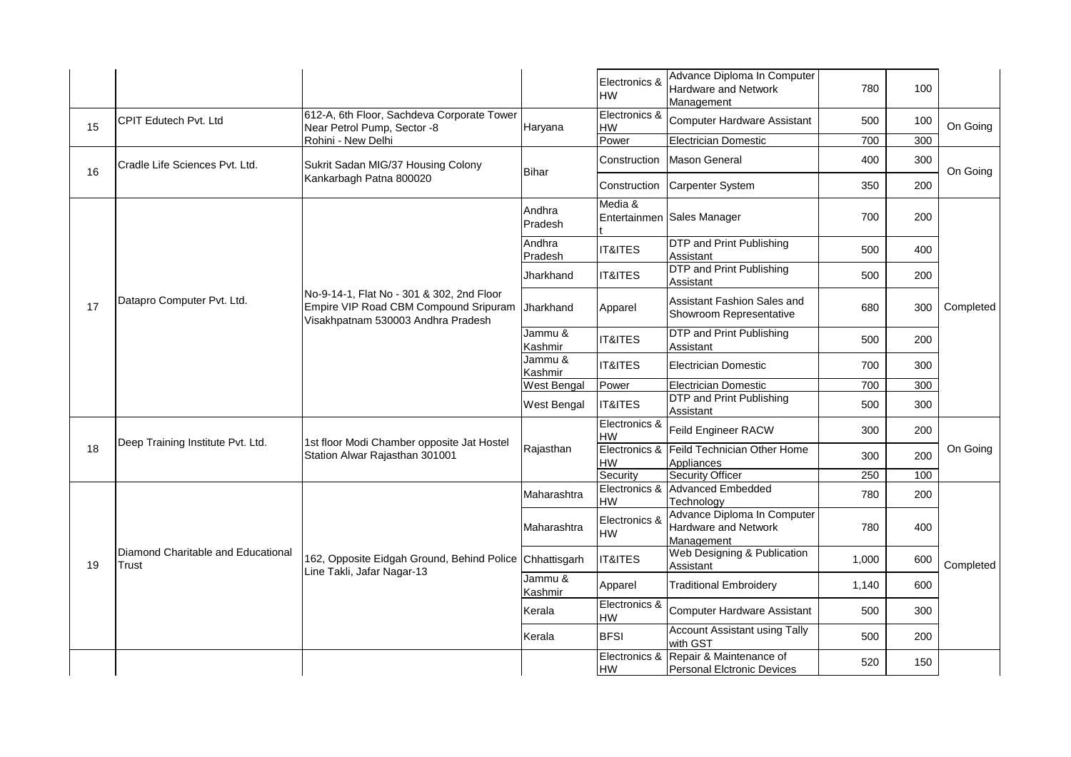| | | | | | | | | |
|---|---|---|---|---|---|---|---|---|
| | | | | Electronics & HW | Advance Diploma In Computer Hardware and Network Management | 780 | 100 | |
| 15 | CPIT Edutech Pvt. Ltd | 612-A, 6th Floor, Sachdeva Corporate Tower Near Petrol Pump, Sector -8 Rohini - New Delhi | Haryana | Electronics & HW | Computer Hardware Assistant | 500 | 100 | On Going |
| | | | | Power | Electrician Domestic | 700 | 300 | |
| 16 | Cradle Life Sciences Pvt. Ltd. | Sukrit Sadan MIG/37 Housing Colony Kankarbagh Patna 800020 | Bihar | Construction | Mason General | 400 | 300 | On Going |
| | | | | Construction | Carpenter System | 350 | 200 | |
| 17 | Datapro Computer Pvt. Ltd. | No-9-14-1, Flat No - 301 & 302, 2nd Floor Empire VIP Road CBM Compound Sripuram Visakhpatnam 530003 Andhra Pradesh | Andhra Pradesh | Media & Entertainment | Sales Manager | 700 | 200 | Completed |
| | | | Andhra Pradesh | IT&ITES | DTP and Print Publishing Assistant | 500 | 400 | |
| | | | Jharkhand | IT&ITES | DTP and Print Publishing Assistant | 500 | 200 | |
| | | | Jharkhand | Apparel | Assistant Fashion Sales and Showroom Representative | 680 | 300 | |
| | | | Jammu & Kashmir | IT&ITES | DTP and Print Publishing Assistant | 500 | 200 | |
| | | | Jammu & Kashmir | IT&ITES | Electrician Domestic | 700 | 300 | |
| | | | West Bengal | Power | Electrician Domestic | 700 | 300 | |
| | | | West Bengal | IT&ITES | DTP and Print Publishing Assistant | 500 | 300 | |
| 18 | Deep Training Institute Pvt. Ltd. | 1st floor Modi Chamber opposite Jat Hostel Station Alwar Rajasthan 301001 | Rajasthan | Electronics & HW | Feild Engineer RACW | 300 | 200 | On Going |
| | | | | Electronics & HW | Feild Technician Other Home Appliances | 300 | 200 | |
| | | | | Security | Security Officer | 250 | 100 | |
| 19 | Diamond Charitable and Educational Trust | 162, Opposite Eidgah Ground, Behind Police Line Takli, Jafar Nagar-13 | Maharashtra | Electronics & HW | Advanced Embedded Technology | 780 | 200 | Completed |
| | | | Maharashtra | Electronics & HW | Advance Diploma In Computer Hardware and Network Management | 780 | 400 | |
| | | | Chhattisgarh | IT&ITES | Web Designing & Publication Assistant | 1,000 | 600 | |
| | | | Jammu & Kashmir | Apparel | Traditional Embroidery | 1,140 | 600 | |
| | | | Kerala | Electronics & HW | Computer Hardware Assistant | 500 | 300 | |
| | | | Kerala | BFSI | Account Assistant using Tally with GST | 500 | 200 | |
| | | | | Electronics & HW | Repair & Maintenance of Personal Elctronic Devices | 520 | 150 | |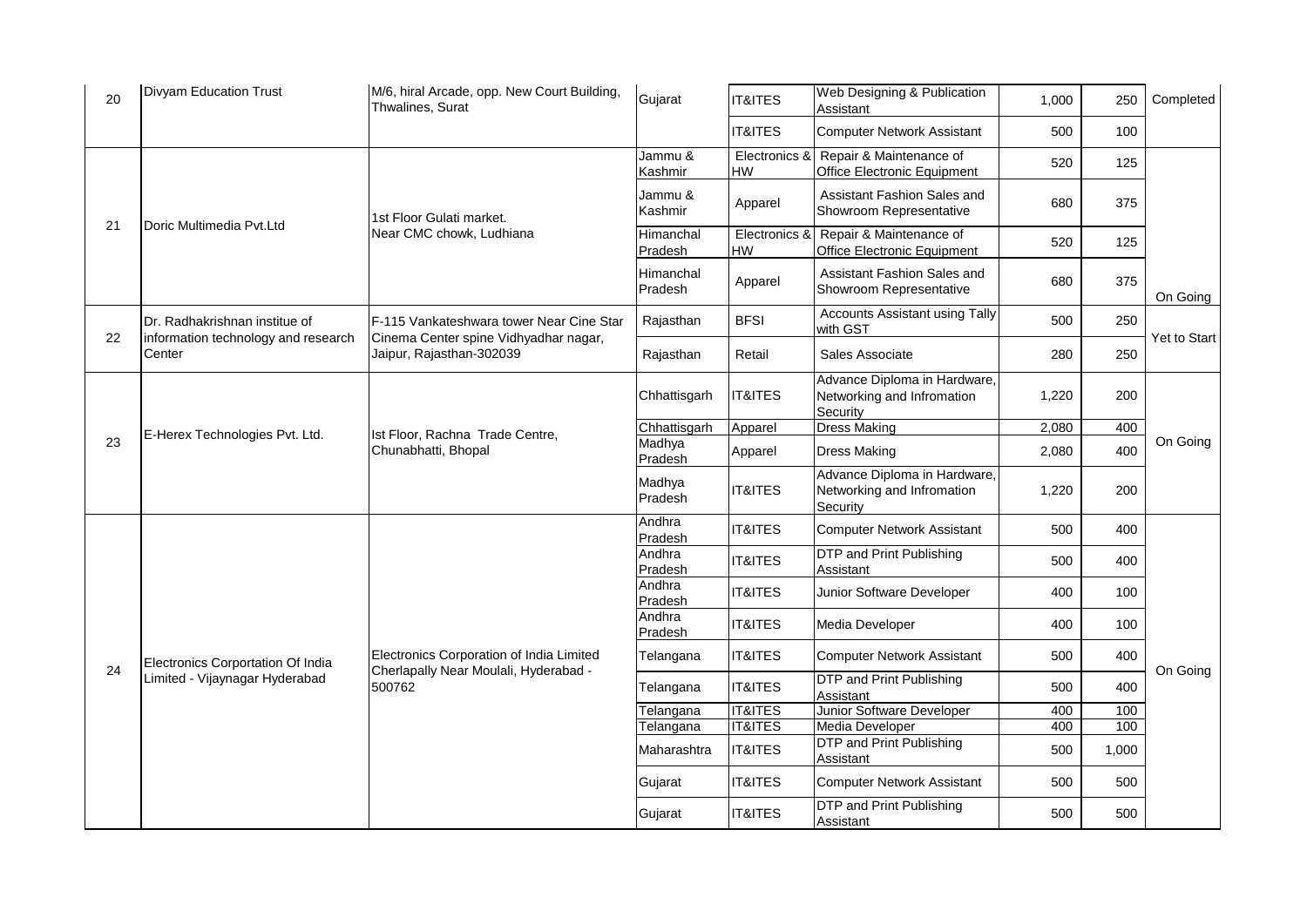| 20 | Divyam Education Trust | M/6, hiral Arcade, opp. New Court Building, Thwalines, Surat | Gujarat | IT&ITES | Web Designing & Publication Assistant | 1,000 | 250 | Completed |
|---|---|---|---|---|---|---|---|---|
| | | | | IT&ITES | Computer Network Assistant | 500 | 100 | |
| 21 | Doric Multimedia Pvt.Ltd | 1st Floor Gulati market. Near CMC chowk, Ludhiana | Jammu & Kashmir | Electronics & HW | Repair & Maintenance of Office Electronic Equipment | 520 | 125 | On Going |
| | | | Jammu & Kashmir | Apparel | Assistant Fashion Sales and Showroom Representative | 680 | 375 | |
| | | | Himanchal Pradesh | Electronics & HW | Repair & Maintenance of Office Electronic Equipment | 520 | 125 | |
| | | | Himanchal Pradesh | Apparel | Assistant Fashion Sales and Showroom Representative | 680 | 375 | |
| 22 | Dr. Radhakrishnan institue of information technology and research Center | F-115 Vankateshwara tower Near Cine Star Cinema Center spine Vidhyadhar nagar, Jaipur, Rajasthan-302039 | Rajasthan | BFSI | Accounts Assistant using Tally with GST | 500 | 250 | Yet to Start |
| | | | Rajasthan | Retail | Sales Associate | 280 | 250 | |
| 23 | E-Herex Technologies Pvt. Ltd. | Ist Floor, Rachna Trade Centre, Chunabhatti, Bhopal | Chhattisgarh | IT&ITES | Advance Diploma in Hardware, Networking and Infromation Security | 1,220 | 200 | On Going |
| | | | Chhattisgarh | Apparel | Dress Making | 2,080 | 400 | |
| | | | Madhya Pradesh | Apparel | Dress Making | 2,080 | 400 | |
| | | | Madhya Pradesh | IT&ITES | Advance Diploma in Hardware, Networking and Infromation Security | 1,220 | 200 | |
| 24 | Electronics Corportation Of India Limited - Vijaynagar Hyderabad | Electronics Corporation of India Limited Cherlapally Near Moulali, Hyderabad - 500762 | Andhra Pradesh | IT&ITES | Computer Network Assistant | 500 | 400 | On Going |
| | | | Andhra Pradesh | IT&ITES | DTP and Print Publishing Assistant | 500 | 400 | |
| | | | Andhra Pradesh | IT&ITES | Junior Software Developer | 400 | 100 | |
| | | | Andhra Pradesh | IT&ITES | Media Developer | 400 | 100 | |
| | | | Telangana | IT&ITES | Computer Network Assistant | 500 | 400 | |
| | | | Telangana | IT&ITES | DTP and Print Publishing Assistant | 500 | 400 | |
| | | | Telangana | IT&ITES | Junior Software Developer | 400 | 100 | |
| | | | Telangana | IT&ITES | Media Developer | 400 | 100 | |
| | | | Maharashtra | IT&ITES | DTP and Print Publishing Assistant | 500 | 1,000 | |
| | | | Gujarat | IT&ITES | Computer Network Assistant | 500 | 500 | |
| | | | Gujarat | IT&ITES | DTP and Print Publishing Assistant | 500 | 500 | |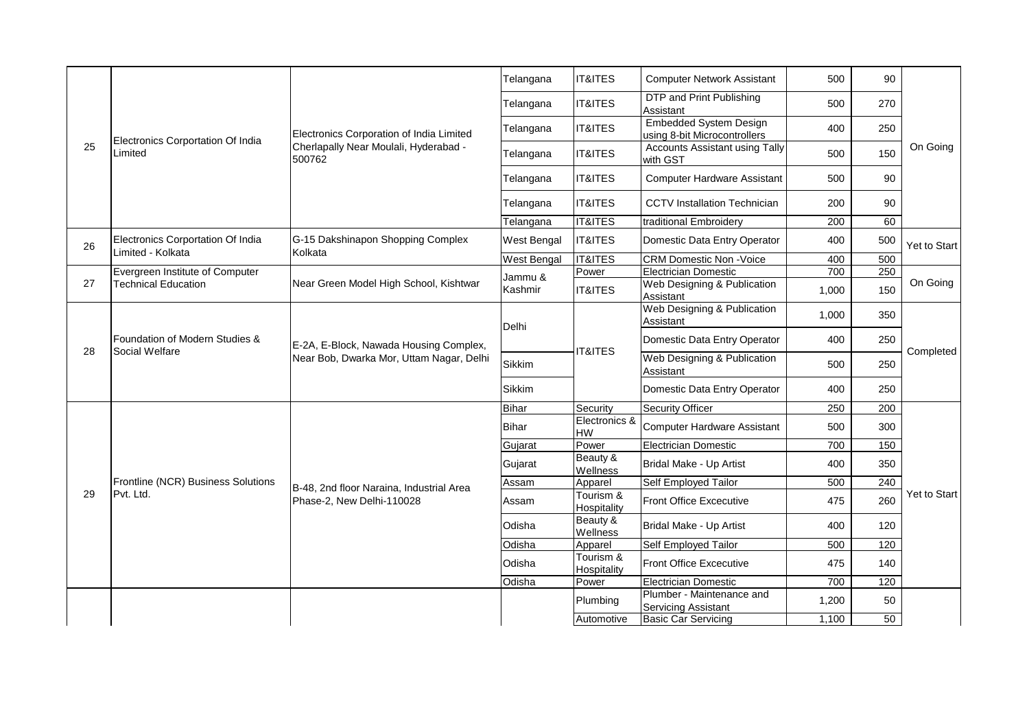| | | | | | | | | |
|---|---|---|---|---|---|---|---|---|
| 25 | Electronics Corportation Of India Limited | Electronics Corporation of India Limited Cherlapally Near Moulali, Hyderabad - 500762 | Telangana | IT&ITES | Computer Network Assistant | 500 | 90 | On Going |
| | | | Telangana | IT&ITES | DTP and Print Publishing Assistant | 500 | 270 | |
| | | | Telangana | IT&ITES | Embedded System Design using 8-bit Microcontrollers | 400 | 250 | |
| | | | Telangana | IT&ITES | Accounts Assistant using Tally with GST | 500 | 150 | |
| | | | Telangana | IT&ITES | Computer Hardware Assistant | 500 | 90 | |
| | | | Telangana | IT&ITES | CCTV Installation Technician | 200 | 90 | |
| | | | Telangana | IT&ITES | traditional Embroidery | 200 | 60 | |
| 26 | Electronics Corportation Of India Limited - Kolkata | G-15 Dakshinapon Shopping Complex Kolkata | West Bengal | IT&ITES | Domestic Data Entry Operator | 400 | 500 | Yet to Start |
| | | | West Bengal | IT&ITES | CRM Domestic Non -Voice | 400 | 500 | |
| 27 | Evergreen Institute of Computer Technical Education | Near Green Model High School, Kishtwar | Jammu & Kashmir | Power | Electrician Domestic | 700 | 250 | On Going |
| | | | | IT&ITES | Web Designing & Publication Assistant | 1,000 | 150 | |
| 28 | Foundation of Modern Studies & Social Welfare | E-2A, E-Block, Nawada Housing Complex, Near Bob, Dwarka Mor, Uttam Nagar, Delhi | Delhi | IT&ITES | Web Designing & Publication Assistant | 1,000 | 350 | Completed |
| | | | | | Domestic Data Entry Operator | 400 | 250 | |
| | | | Sikkim | | Web Designing & Publication Assistant | 500 | 250 | |
| | | | Sikkim | | Domestic Data Entry Operator | 400 | 250 | |
| 29 | Frontline (NCR) Business Solutions Pvt. Ltd. | B-48, 2nd floor Naraina, Industrial Area Phase-2, New Delhi-110028 | Bihar | Security | Security Officer | 250 | 200 | Yet to Start |
| | | | Bihar | Electronics & HW | Computer Hardware Assistant | 500 | 300 | |
| | | | Gujarat | Power | Electrician Domestic | 700 | 150 | |
| | | | Gujarat | Beauty & Wellness | Bridal Make - Up Artist | 400 | 350 | |
| | | | Assam | Apparel | Self Employed Tailor | 500 | 240 | |
| | | | Assam | Tourism & Hospitality | Front Office Excecutive | 475 | 260 | |
| | | | Odisha | Beauty & Wellness | Bridal Make - Up Artist | 400 | 120 | |
| | | | Odisha | Apparel | Self Employed Tailor | 500 | 120 | |
| | | | Odisha | Tourism & Hospitality | Front Office Excecutive | 475 | 140 | |
| | | | Odisha | Power | Electrician Domestic | 700 | 120 | |
| | | | | Plumbing | Plumber - Maintenance and Servicing Assistant | 1,200 | 50 | |
| | | | | Automotive | Basic Car Servicing | 1,100 | 50 | |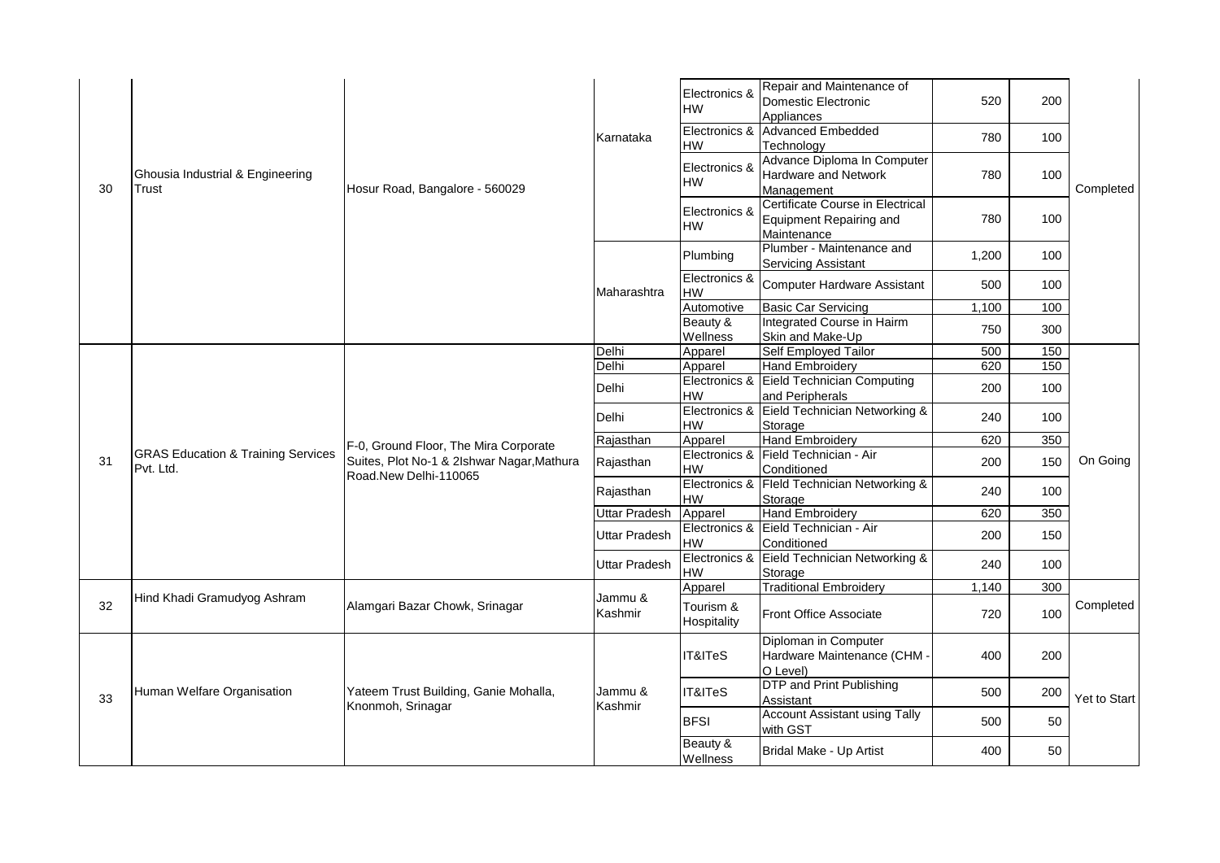| 30 | Ghousia Industrial & Engineering Trust | Hosur Road, Bangalore - 560029 | Karnataka | Electronics & HW | Repair and Maintenance of Domestic Electronic Appliances | 520 | 200 | Completed |
|---|---|---|---|---|---|---|---|---|
| | | | Karnataka | Electronics & HW | Advanced Embedded Technology | 780 | 100 | |
| | | | Karnataka | Electronics & HW | Advance Diploma In Computer Hardware and Network Management | 780 | 100 | |
| | | | Karnataka | Electronics & HW | Certificate Course in Electrical Equipment Repairing and Maintenance | 780 | 100 | |
| | | | Maharashtra | Plumbing | Plumber - Maintenance and Servicing Assistant | 1,200 | 100 | |
| | | | Maharashtra | Electronics & HW | Computer Hardware Assistant | 500 | 100 | |
| | | | Maharashtra | Automotive | Basic Car Servicing | 1,100 | 100 | |
| | | | Maharashtra | Beauty & Wellness | Integrated Course in Hairm Skin and Make-Up | 750 | 300 | |
| 31 | GRAS Education & Training Services Pvt. Ltd. | F-0, Ground Floor, The Mira Corporate Suites, Plot No-1 & 2Ishwar Nagar,Mathura Road.New Delhi-110065 | Delhi | Apparel | Self Employed Tailor | 500 | 150 | On Going |
| | | | Delhi | Apparel | Hand Embroidery | 620 | 150 | |
| | | | Delhi | Electronics & HW | Eield Technician Computing and Peripherals | 200 | 100 | |
| | | | Delhi | Electronics & HW | Eield Technician Networking & Storage | 240 | 100 | |
| | | | Rajasthan | Apparel | Hand Embroidery | 620 | 350 | |
| | | | Rajasthan | Electronics & HW | Field Technician - Air Conditioned | 200 | 150 | |
| | | | Rajasthan | Electronics & HW | FIeld Technician Networking & Storage | 240 | 100 | |
| | | | Uttar Pradesh | Apparel | Hand Embroidery | 620 | 350 | |
| | | | Uttar Pradesh | Electronics & HW | Eield Technician - Air Conditioned | 200 | 150 | |
| | | | Uttar Pradesh | Electronics & HW | Eield Technician Networking & Storage | 240 | 100 | |
| 32 | Hind Khadi Gramudyog Ashram | Alamgari Bazar Chowk, Srinagar | Jammu & Kashmir | Apparel | Traditional Embroidery | 1,140 | 300 | Completed |
| | | | Jammu & Kashmir | Tourism & Hospitality | Front Office Associate | 720 | 100 | |
| 33 | Human Welfare Organisation | Yateem Trust Building, Ganie Mohalla, Knonmoh, Srinagar | Jammu & Kashmir | IT&ITeS | Diploman in Computer Hardware Maintenance (CHM - O Level) | 400 | 200 | Yet to Start |
| | | | Jammu & Kashmir | IT&ITeS | DTP and Print Publishing Assistant | 500 | 200 | |
| | | | Jammu & Kashmir | BFSI | Account Assistant using Tally with GST | 500 | 50 | |
| | | | Jammu & Kashmir | Beauty & Wellness | Bridal Make - Up Artist | 400 | 50 | |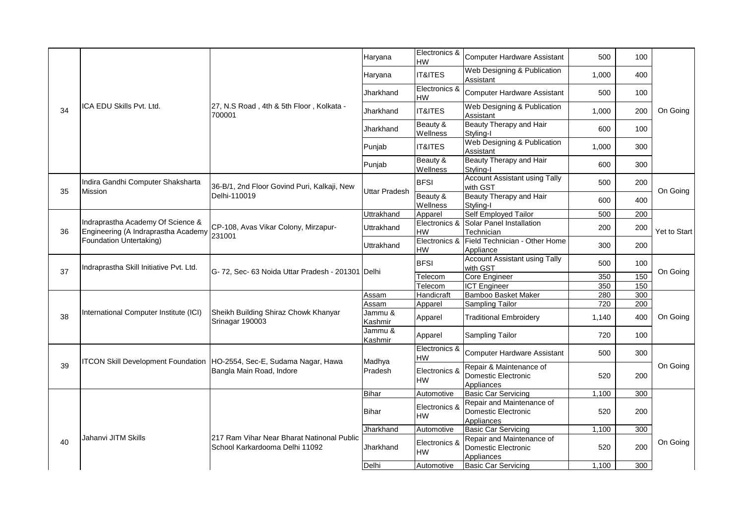| | | | | | | | | |
|---|---|---|---|---|---|---|---|---|
| 34 | ICA EDU Skills Pvt. Ltd. | 27, N.S Road , 4th & 5th Floor , Kolkata - 700001 | Haryana | Electronics & HW | Computer Hardware Assistant | 500 | 100 | On Going |
| | | | Haryana | IT&ITES | Web Designing & Publication Assistant | 1,000 | 400 | |
| | | | Jharkhand | Electronics & HW | Computer Hardware Assistant | 500 | 100 | |
| | | | Jharkhand | IT&ITES | Web Designing & Publication Assistant | 1,000 | 200 | |
| | | | Jharkhand | Beauty & Wellness | Beauty Therapy and Hair Styling-I | 600 | 100 | |
| | | | Punjab | IT&ITES | Web Designing & Publication Assistant | 1,000 | 300 | |
| | | | Punjab | Beauty & Wellness | Beauty Therapy and Hair Styling-I | 600 | 300 | |
| 35 | Indira Gandhi Computer Shaksharta Mission | 36-B/1, 2nd Floor Govind Puri, Kalkaji, New Delhi-110019 | Uttar Pradesh | BFSI | Account Assistant using Tally with GST | 500 | 200 | On Going |
| | | | | Beauty & Wellness | Beauty Therapy and Hair Styling-I | 600 | 400 | |
| 36 | Indraprastha Academy Of Science & Engineering (A Indraprastha Academy Foundation Untertaking) | CP-108, Avas Vikar Colony, Mirzapur-231001 | Uttrakhand | Apparel | Self Employed Tailor | 500 | 200 | Yet to Start |
| | | | Uttrakhand | Electronics & HW | Solar Panel Installation Technician | 200 | 200 | |
| | | | Uttrakhand | Electronics & HW | Field Technician - Other Home Appliance | 300 | 200 | |
| 37 | Indraprastha Skill Initiative Pvt. Ltd. | G- 72, Sec- 63 Noida Uttar Pradesh - 201301 | Delhi | BFSI | Account Assistant using Tally with GST | 500 | 100 | On Going |
| | | | | Telecom | Core Engineer | 350 | 150 | |
| | | | | Telecom | ICT Engineer | 350 | 150 | |
| 38 | International Computer Institute (ICI) | Sheikh Building Shiraz Chowk Khanyar Srinagar 190003 | Assam | Handicraft | Bamboo Basket Maker | 280 | 300 | On Going |
| | | | Assam | Apparel | Sampling Tailor | 720 | 200 | |
| | | | Jammu & Kashmir | Apparel | Traditional Embroidery | 1,140 | 400 | |
| | | | Jammu & Kashmir | Apparel | Sampling Tailor | 720 | 100 | |
| 39 | ITCON Skill Development Foundation | HO-2554, Sec-E, Sudama Nagar, Hawa Bangla Main Road, Indore | Madhya Pradesh | Electronics & HW | Computer Hardware Assistant | 500 | 300 | On Going |
| | | | | Electronics & HW | Repair & Maintenance of Domestic Electronic Appliances | 520 | 200 | |
| 40 | Jahanvi JITM Skills | 217 Ram Vihar Near Bharat Natinonal Public School Karkardooma Delhi 11092 | Bihar | Automotive | Basic Car Servicing | 1,100 | 300 | On Going |
| | | | Bihar | Electronics & HW | Repair and Maintenance of Domestic Electronic Appliances | 520 | 200 | |
| | | | Jharkhand | Automotive | Basic Car Servicing | 1,100 | 300 | |
| | | | Jharkhand | Electronics & HW | Repair and Maintenance of Domestic Electronic Appliances | 520 | 200 | |
| | | | Delhi | Automotive | Basic Car Servicing | 1,100 | 300 | |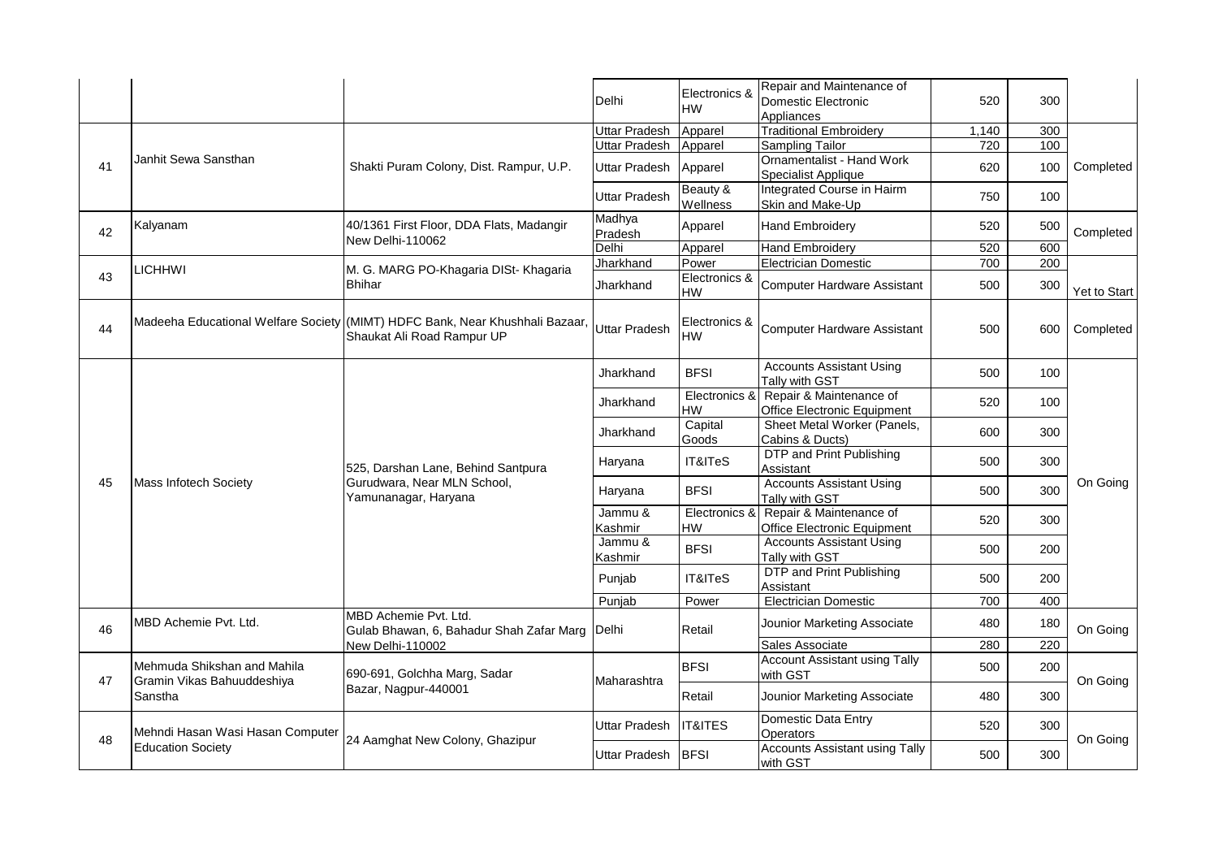| | | | Delhi | Electronics & HW | Repair and Maintenance of Domestic Electronic Appliances | 520 | 300 | |
|---|---|---|---|---|---|---|---|---|
| 41 | Janhit Sewa Sansthan | Shakti Puram Colony, Dist. Rampur, U.P. | Uttar Pradesh | Apparel | Traditional Embroidery | 1,140 | 300 | Completed |
| | | | Uttar Pradesh | Apparel | Sampling Tailor | 720 | 100 | |
| | | | Uttar Pradesh | Apparel | Ornamentalist - Hand Work Specialist Applique | 620 | 100 | |
| | | | Uttar Pradesh | Beauty & Wellness | Integrated Course in Hairm Skin and Make-Up | 750 | 100 | |
| 42 | Kalyanam | 40/1361 First Floor, DDA Flats, Madangir New Delhi-110062 | Madhya Pradesh | Apparel | Hand Embroidery | 520 | 500 | Completed |
| | | | Delhi | Apparel | Hand Embroidery | 520 | 600 | |
| 43 | LICHHWI | M. G. MARG PO-Khagaria DISt- Khagaria Bhihar | Jharkhand | Power | Electrician Domestic | 700 | 200 | Yet to Start |
| | | | Jharkhand | Electronics & HW | Computer Hardware Assistant | 500 | 300 | |
| 44 | Madeeha Educational Welfare Society | (MIMT) HDFC Bank, Near Khushhali Bazaar, Shaukat Ali Road Rampur UP | Uttar Pradesh | Electronics & HW | Computer Hardware Assistant | 500 | 600 | Completed |
| 45 | Mass Infotech Society | 525, Darshan Lane, Behind Santpura Gurudwara, Near MLN School, Yamunanagar, Haryana | Jharkhand | BFSI | Accounts Assistant Using Tally with GST | 500 | 100 | On Going |
| | | | Jharkhand | Electronics & HW | Repair & Maintenance of Office Electronic Equipment | 520 | 100 | |
| | | | Jharkhand | Capital Goods | Sheet Metal Worker (Panels, Cabins & Ducts) | 600 | 300 | |
| | | | Haryana | IT&ITeS | DTP and Print Publishing Assistant | 500 | 300 | |
| | | | Haryana | BFSI | Accounts Assistant Using Tally with GST | 500 | 300 | |
| | | | Jammu & Kashmir | Electronics & HW | Repair & Maintenance of Office Electronic Equipment | 520 | 300 | |
| | | | Jammu & Kashmir | BFSI | Accounts Assistant Using Tally with GST | 500 | 200 | |
| | | | Punjab | IT&ITeS | DTP and Print Publishing Assistant | 500 | 200 | |
| | | | Punjab | Power | Electrician Domestic | 700 | 400 | |
| 46 | MBD Achemie Pvt. Ltd. | MBD Achemie Pvt. Ltd. Gulab Bhawan, 6, Bahadur Shah Zafar Marg New Delhi-110002 | Delhi | Retail | Jounior Marketing Associate | 480 | 180 | On Going |
| | | | | | Sales Associate | 280 | 220 | |
| 47 | Mehmuda Shikshan and Mahila Gramin Vikas Bahuuddeshiya Sanstha | 690-691, Golchha Marg, Sadar Bazar, Nagpur-440001 | Maharashtra | BFSI | Account Assistant using Tally with GST | 500 | 200 | On Going |
| | | | | Retail | Jounior Marketing Associate | 480 | 300 | |
| 48 | Mehndi Hasan Wasi Hasan Computer Education Society | 24 Aamghat New Colony, Ghazipur | Uttar Pradesh | IT&ITES | Domestic Data Entry Operators | 520 | 300 | On Going |
| | | | Uttar Pradesh | BFSI | Accounts Assistant using Tally with GST | 500 | 300 | |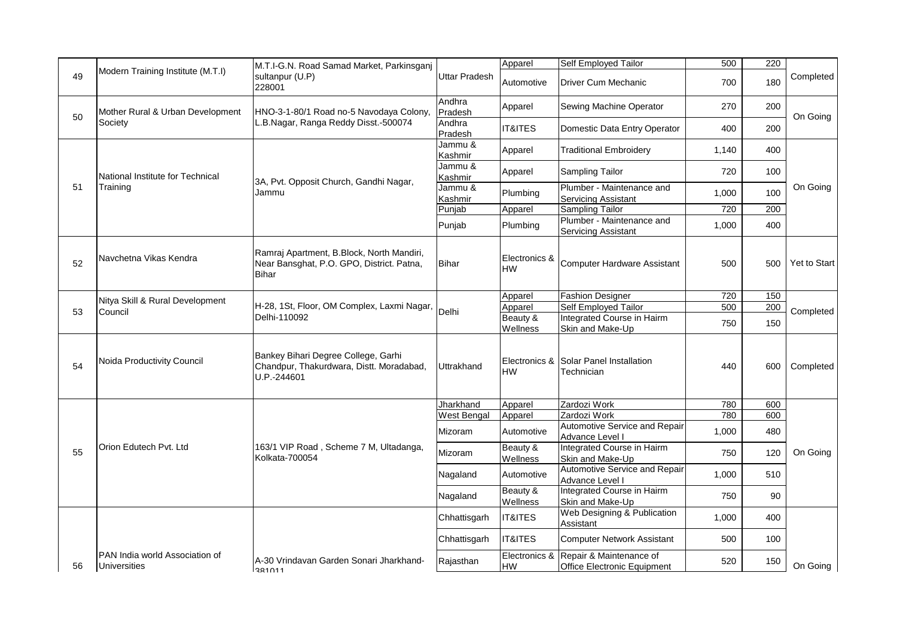| | | | | | | | | |
|---|---|---|---|---|---|---|---|---|
| 49 | Modern Training Institute (M.T.I) | M.T.I-G.N. Road Samad Market, Parkinsganj sultanpur (U.P) 228001 | Uttar Pradesh | Apparel | Self Employed Tailor | 500 | 220 | Completed |
| | | | | Automotive | Driver Cum Mechanic | 700 | 180 | |
| 50 | Mother Rural & Urban Development Society | HNO-3-1-80/1 Road no-5 Navodaya Colony, L.B.Nagar, Ranga Reddy Disst.-500074 | Andhra Pradesh | Apparel | Sewing Machine Operator | 270 | 200 | On Going |
| | | | Andhra Pradesh | IT&ITES | Domestic Data Entry Operator | 400 | 200 | |
| 51 | National Institute for Technical Training | 3A, Pvt. Opposit Church, Gandhi Nagar, Jammu | Jammu & Kashmir | Apparel | Traditional Embroidery | 1,140 | 400 | On Going |
| | | | Jammu & Kashmir | Apparel | Sampling Tailor | 720 | 100 | |
| | | | Jammu & Kashmir | Plumbing | Plumber - Maintenance and Servicing Assistant | 1,000 | 100 | |
| | | | Punjab | Apparel | Sampling Tailor | 720 | 200 | |
| | | | Punjab | Plumbing | Plumber - Maintenance and Servicing Assistant | 1,000 | 400 | |
| 52 | Navchetna Vikas Kendra | Ramraj Apartment, B.Block, North Mandiri, Near Bansghat, P.O. GPO, District. Patna, Bihar | Bihar | Electronics & HW | Computer Hardware Assistant | 500 | 500 | Yet to Start |
| 53 | Nitya Skill & Rural Development Council | H-28, 1St, Floor, OM Complex, Laxmi Nagar, Delhi-110092 | Delhi | Apparel | Fashion Designer | 720 | 150 | Completed |
| | | | | Apparel | Self Employed Tailor | 500 | 200 | |
| | | | | Beauty & Wellness | Integrated Course in Hairm Skin and Make-Up | 750 | 150 | |
| 54 | Noida Productivity Council | Bankey Bihari Degree College, Garhi Chandpur, Thakurdwara, Distt. Moradabad, U.P.-244601 | Uttrakhand | Electronics & HW | Solar Panel Installation Technician | 440 | 600 | Completed |
| 55 | Orion Edutech Pvt. Ltd | 163/1 VIP Road , Scheme 7 M, Ultadanga, Kolkata-700054 | Jharkhand | Apparel | Zardozi Work | 780 | 600 | On Going |
| | | | West Bengal | Apparel | Zardozi Work | 780 | 600 | |
| | | | Mizoram | Automotive | Automotive Service and Repair Advance Level I | 1,000 | 480 | |
| | | | Mizoram | Beauty & Wellness | Integrated Course in Hairm Skin and Make-Up | 750 | 120 | |
| | | | Nagaland | Automotive | Automotive Service and Repair Advance Level I | 1,000 | 510 | |
| | | | Nagaland | Beauty & Wellness | Integrated Course in Hairm Skin and Make-Up | 750 | 90 | |
| 56 | PAN India world Association of Universities | A-30 Vrindavan Garden Sonari Jharkhand-381011 | Chhattisgarh | IT&ITES | Web Designing & Publication Assistant | 1,000 | 400 | On Going |
| | | | Chhattisgarh | IT&ITES | Computer Network Assistant | 500 | 100 | |
| | | | Rajasthan | Electronics & HW | Repair & Maintenance of Office Electronic Equipment | 520 | 150 | |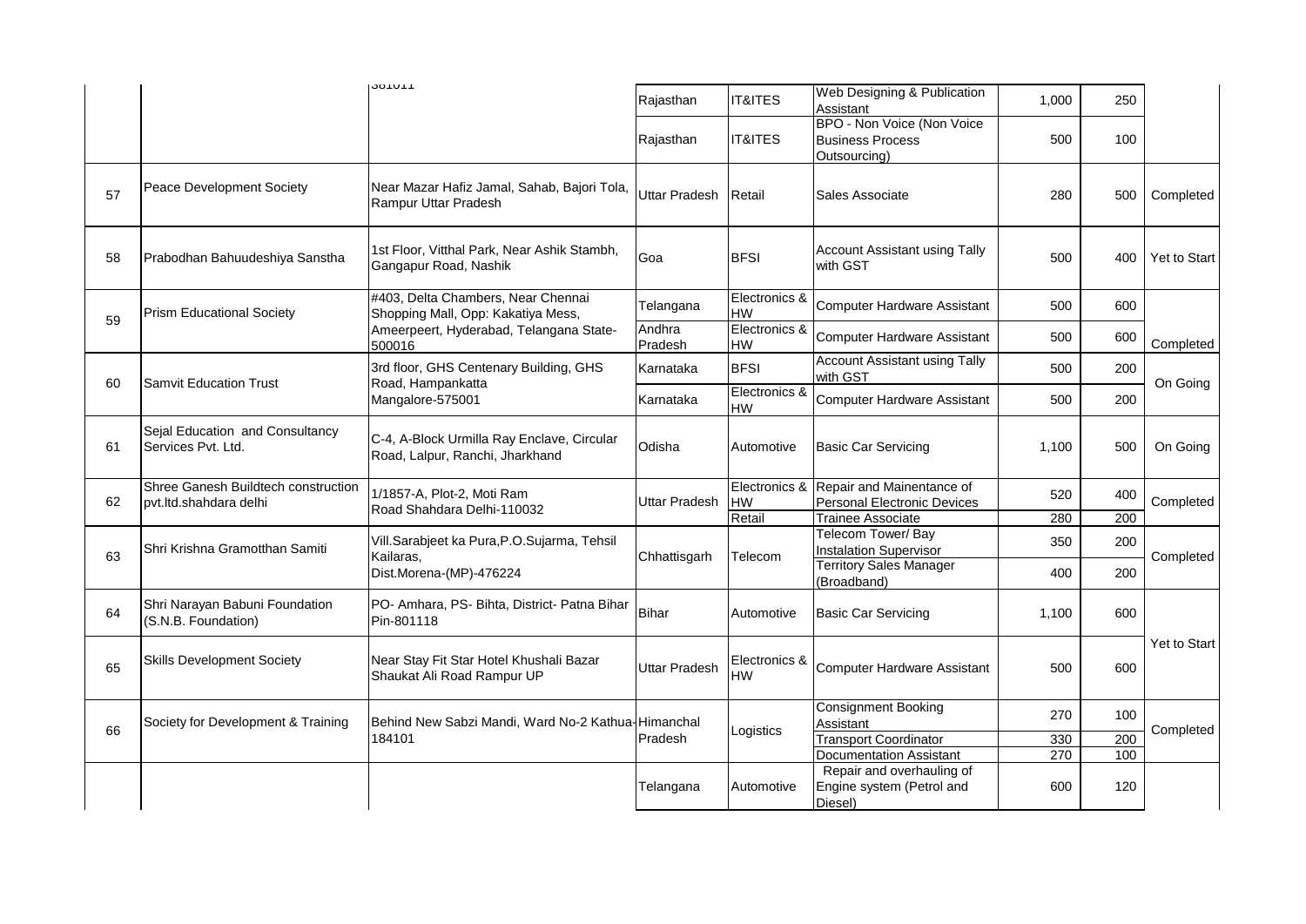| | | 381011 | Rajasthan | IT&ITES | Web Designing & Publication Assistant | 1,000 | 250 | |
|---|---|---|---|---|---|---|---|---|
| | | | Rajasthan | IT&ITES | BPO - Non Voice (Non Voice Business Process Outsourcing) | 500 | 100 | |
| 57 | Peace Development Society | Near Mazar Hafiz Jamal, Sahab, Bajori Tola, Rampur Uttar Pradesh | Uttar Pradesh | Retail | Sales Associate | 280 | 500 | Completed |
| 58 | Prabodhan Bahuudeshiya Sanstha | 1st Floor, Vitthal Park, Near Ashik Stambh, Gangapur Road, Nashik | Goa | BFSI | Account Assistant using Tally with GST | 500 | 400 | Yet to Start |
| 59 | Prism Educational Society | #403, Delta Chambers, Near Chennai Shopping Mall, Opp: Kakatiya Mess, Ameerpeert, Hyderabad, Telangana State-500016 | Telangana | Electronics & HW | Computer Hardware Assistant | 500 | 600 | Completed |
| | | | Andhra Pradesh | Electronics & HW | Computer Hardware Assistant | 500 | 600 | |
| 60 | Samvit Education Trust | 3rd floor, GHS Centenary Building, GHS Road, Hampankatta Mangalore-575001 | Karnataka | BFSI | Account Assistant using Tally with GST | 500 | 200 | On Going |
| | | | Karnataka | Electronics & HW | Computer Hardware Assistant | 500 | 200 | |
| 61 | Sejal Education and Consultancy Services Pvt. Ltd. | C-4, A-Block Urmilla Ray Enclave, Circular Road, Lalpur, Ranchi, Jharkhand | Odisha | Automotive | Basic Car Servicing | 1,100 | 500 | On Going |
| 62 | Shree Ganesh Buildtech construction pvt.ltd.shahdara delhi | 1/1857-A, Plot-2, Moti Ram Road Shahdara Delhi-110032 | Uttar Pradesh | Electronics & HW | Repair and Mainentance of Personal Electronic Devices | 520 | 400 | Completed |
| | | | | Retail | Trainee Associate | 280 | 200 | |
| 63 | Shri Krishna Gramotthan Samiti | Vill.Sarabjeet ka Pura,P.O.Sujarma, Tehsil Kailaras, Dist.Morena-(MP)-476224 | Chhattisgarh | Telecom | Telecom Tower/ Bay Instalation Supervisor | 350 | 200 | Completed |
| | | | | | Territory Sales Manager (Broadband) | 400 | 200 | |
| 64 | Shri Narayan Babuni Foundation (S.N.B. Foundation) | PO- Amhara, PS- Bihta, District- Patna Bihar Pin-801118 | Bihar | Automotive | Basic Car Servicing | 1,100 | 600 | Yet to Start |
| 65 | Skills Development Society | Near Stay Fit Star Hotel Khushali Bazar Shaukat Ali Road Rampur UP | Uttar Pradesh | Electronics & HW | Computer Hardware Assistant | 500 | 600 | |
| 66 | Society for Development & Training | Behind New Sabzi Mandi, Ward No-2 Kathua-184101 | Himanchal Pradesh | Logistics | Consignment Booking Assistant | 270 | 100 | Completed |
| | | | | | Transport Coordinator | 330 | 200 | |
| | | | | | Documentation Assistant | 270 | 100 | |
| | | | Telangana | Automotive | Repair and overhauling of Engine system (Petrol and Diesel) | 600 | 120 | |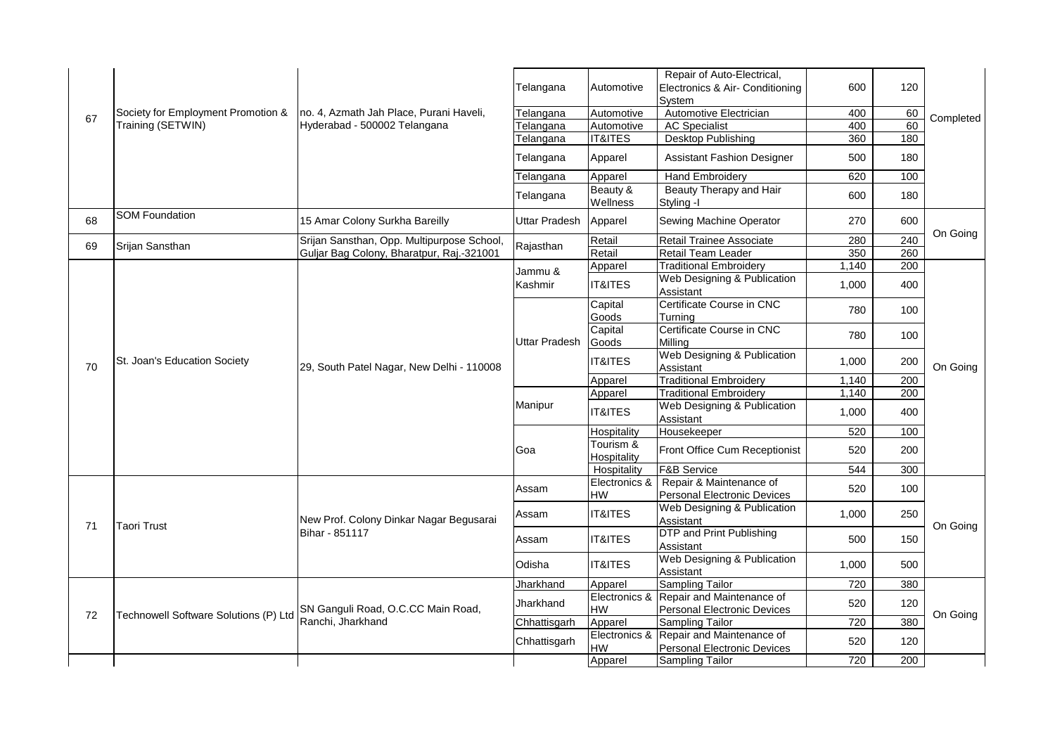| | | | | | | | | |
|---|---|---|---|---|---|---|---|---|
| 67 | Society for Employment Promotion & Training (SETWIN) | no. 4, Azmath Jah Place, Purani Haveli, Hyderabad - 500002 Telangana | Telangana | Automotive | Repair of Auto-Electrical, Electronics & Air- Conditioning System | 600 | 120 | Completed |
| | | | Telangana | Automotive | Automotive Electrician | 400 | 60 | |
| | | | Telangana | Automotive | AC Specialist | 400 | 60 | |
| | | | Telangana | IT&ITES | Desktop Publishing | 360 | 180 | |
| | | | Telangana | Apparel | Assistant Fashion Designer | 500 | 180 | |
| | | | Telangana | Apparel | Hand Embroidery | 620 | 100 | |
| | | | Telangana | Beauty & Wellness | Beauty Therapy and Hair Styling -I | 600 | 180 | |
| 68 | SOM Foundation | 15 Amar Colony Surkha Bareilly | Uttar Pradesh | Apparel | Sewing Machine Operator | 270 | 600 | On Going |
| 69 | Srijan Sansthan | Srijan Sansthan, Opp. Multipurpose School, Guljar Bag Colony, Bharatpur, Raj.-321001 | Rajasthan | Retail | Retail Trainee Associate | 280 | 240 | |
| | | | | Retail | Retail Team Leader | 350 | 260 | |
| 70 | St. Joan's Education Society | 29, South Patel Nagar, New Delhi - 110008 | Jammu & Kashmir | Apparel | Traditional Embroidery | 1,140 | 200 | On Going |
| | | | | IT&ITES | Web Designing & Publication Assistant | 1,000 | 400 | |
| | | | Uttar Pradesh | Capital Goods | Certificate Course in CNC Turning | 780 | 100 | |
| | | | | Capital Goods | Certificate Course in CNC Milling | 780 | 100 | |
| | | | | IT&ITES | Web Designing & Publication Assistant | 1,000 | 200 | |
| | | | | Apparel | Traditional Embroidery | 1,140 | 200 | |
| | | | Manipur | Apparel | Traditional Embroidery | 1,140 | 200 | |
| | | | | IT&ITES | Web Designing & Publication Assistant | 1,000 | 400 | |
| | | | Goa | Hospitality | Housekeeper | 520 | 100 | |
| | | | | Tourism & Hospitality | Front Office Cum Receptionist | 520 | 200 | |
| | | | | Hospitality | F&B Service | 544 | 300 | |
| 71 | Taori Trust | New Prof. Colony Dinkar Nagar Begusarai Bihar - 851117 | Assam | Electronics & HW | Repair & Maintenance of Personal Electronic Devices | 520 | 100 | On Going |
| | | | Assam | IT&ITES | Web Designing & Publication Assistant | 1,000 | 250 | |
| | | | Assam | IT&ITES | DTP and Print Publishing Assistant | 500 | 150 | |
| | | | Odisha | IT&ITES | Web Designing & Publication Assistant | 1,000 | 500 | |
| 72 | Technowell Software Solutions (P) Ltd | SN Ganguli Road, O.C.CC Main Road, Ranchi, Jharkhand | Jharkhand | Apparel | Sampling Tailor | 720 | 380 | On Going |
| | | | Jharkhand | Electronics & HW | Repair and Maintenance of Personal Electronic Devices | 520 | 120 | |
| | | | Chhattisgarh | Apparel | Sampling Tailor | 720 | 380 | |
| | | | Chhattisgarh | Electronics & HW | Repair and Maintenance of Personal Electronic Devices | 520 | 120 | |
| | | | | Apparel | Sampling Tailor | 720 | 200 | |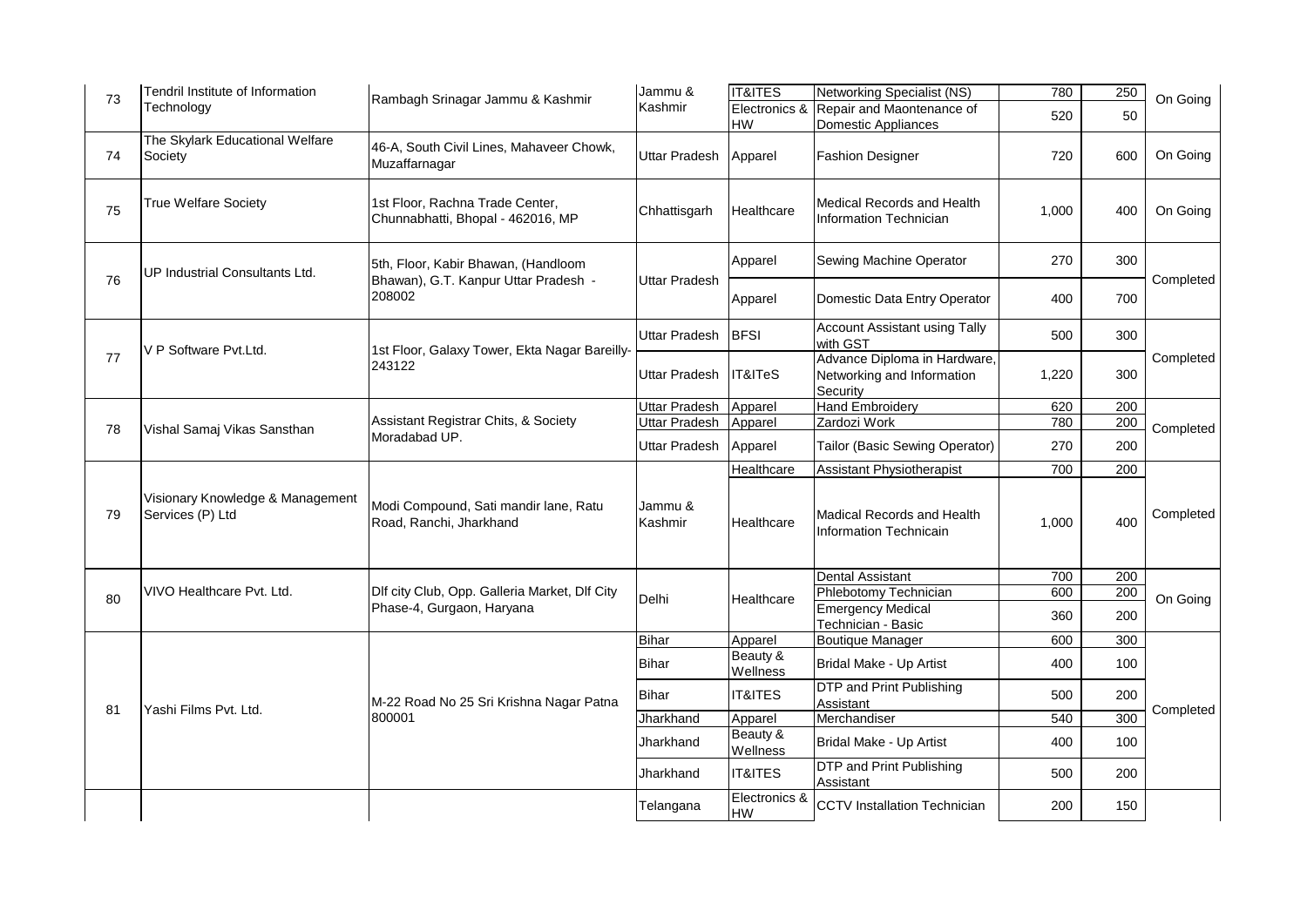| 73 | Tendril Institute of Information Technology | Rambagh Srinagar Jammu & Kashmir | Jammu & Kashmir | IT&ITES | Networking Specialist (NS) | 780 | 250 | On Going |
|---|---|---|---|---|---|---|---|---|
| | | | | Electronics & HW | Repair and Maontenance of Domestic Appliances | 520 | 50 | |
| 74 | The Skylark Educational Welfare Society | 46-A, South Civil Lines, Mahaveer Chowk, Muzaffarnagar | Uttar Pradesh | Apparel | Fashion Designer | 720 | 600 | On Going |
| 75 | True Welfare Society | 1st Floor, Rachna Trade Center, Chunnabhatti, Bhopal - 462016, MP | Chhattisgarh | Healthcare | Medical Records and Health Information Technician | 1,000 | 400 | On Going |
| 76 | UP Industrial Consultants Ltd. | 5th, Floor, Kabir Bhawan, (Handloom Bhawan), G.T. Kanpur Uttar Pradesh - 208002 | Uttar Pradesh | Apparel | Sewing Machine Operator | 270 | 300 | Completed |
| | | | | Apparel | Domestic Data Entry Operator | 400 | 700 | |
| 77 | V P Software Pvt.Ltd. | 1st Floor, Galaxy Tower, Ekta Nagar Bareilly-243122 | Uttar Pradesh | BFSI | Account Assistant using Tally with GST | 500 | 300 | Completed |
| | | | Uttar Pradesh | IT&ITeS | Advance Diploma in Hardware, Networking and Information Security | 1,220 | 300 | |
| 78 | Vishal Samaj Vikas Sansthan | Assistant Registrar Chits, & Society Moradabad UP. | Uttar Pradesh | Apparel | Hand Embroidery | 620 | 200 | Completed |
| | | | Uttar Pradesh | Apparel | Zardozi Work | 780 | 200 | |
| | | | Uttar Pradesh | Apparel | Tailor (Basic Sewing Operator) | 270 | 200 | |
| 79 | Visionary Knowledge & Management Services (P) Ltd | Modi Compound, Sati mandir lane, Ratu Road, Ranchi, Jharkhand | Jammu & Kashmir | Healthcare | Assistant Physiotherapist | 700 | 200 | Completed |
| | | | | Healthcare | Madical Records and Health Information Technicain | 1,000 | 400 | |
| 80 | VIVO Healthcare Pvt. Ltd. | Dlf city Club, Opp. Galleria Market, Dlf City Phase-4, Gurgaon, Haryana | Delhi | Healthcare | Dental Assistant | 700 | 200 | On Going |
| | | | | | Phlebotomy Technician | 600 | 200 | |
| | | | | | Emergency Medical Technician - Basic | 360 | 200 | |
| 81 | Yashi Films Pvt. Ltd. | M-22 Road No 25 Sri Krishna Nagar Patna 800001 | Bihar | Apparel | Boutique Manager | 600 | 300 | Completed |
| | | | Bihar | Beauty & Wellness | Bridal Make - Up Artist | 400 | 100 | |
| | | | Bihar | IT&ITES | DTP and Print Publishing Assistant | 500 | 200 | |
| | | | Jharkhand | Apparel | Merchandiser | 540 | 300 | |
| | | | Jharkhand | Beauty & Wellness | Bridal Make - Up Artist | 400 | 100 | |
| | | | Jharkhand | IT&ITES | DTP and Print Publishing Assistant | 500 | 200 | |
| | | | Telangana | Electronics & HW | CCTV Installation Technician | 200 | 150 | |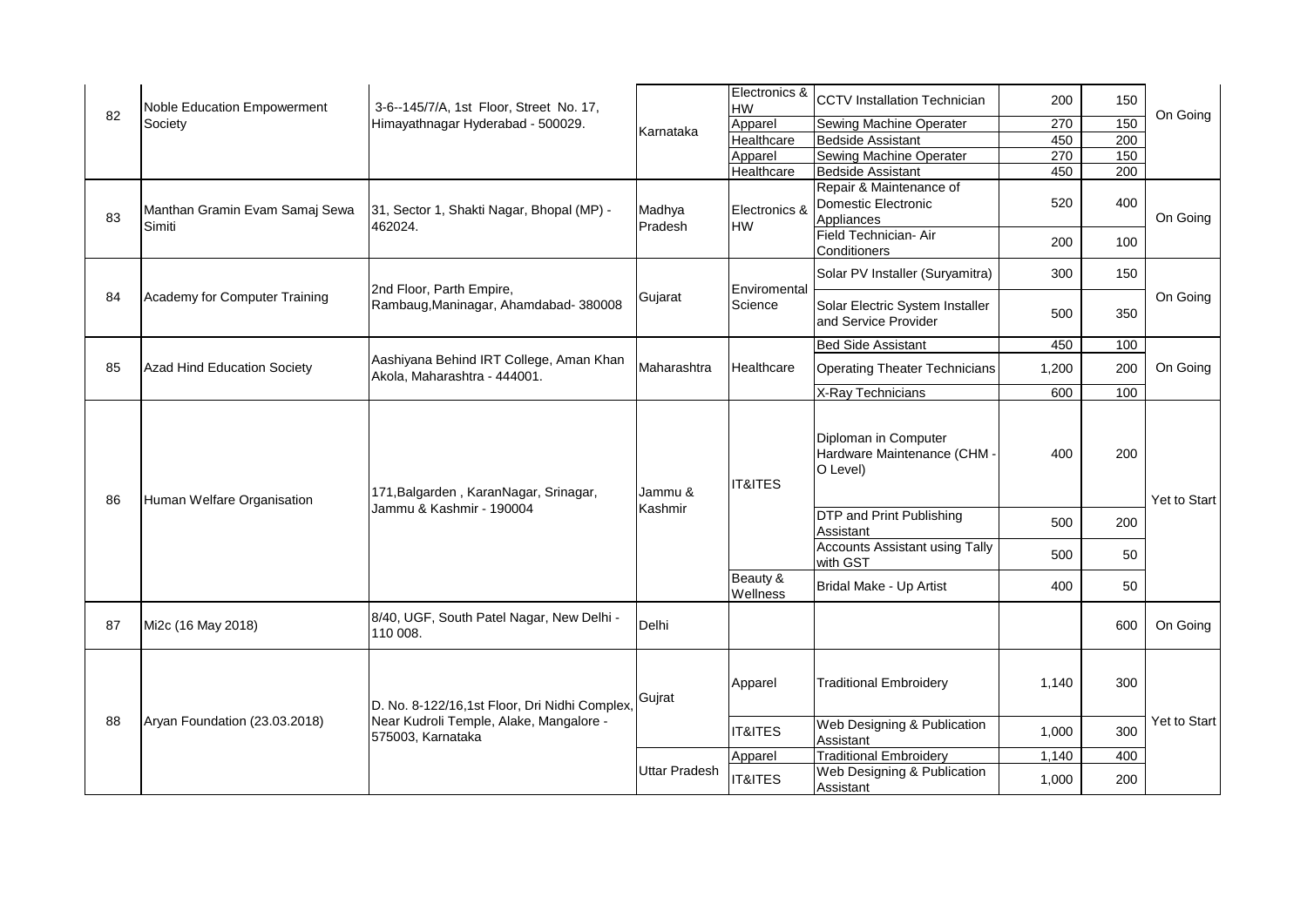| 82 | Noble Education Empowerment Society | 3-6--145/7/A, 1st Floor, Street No. 17, Himayathnagar Hyderabad - 500029. | Karnataka | Electronics & HW | CCTV Installation Technician | 200 | 150 | On Going |
|---|---|---|---|---|---|---|---|---|
| | | | | Apparel | Sewing Machine Operater | 270 | 150 | |
| | | | | Healthcare | Bedside Assistant | 450 | 200 | |
| | | | | Apparel | Sewing Machine Operater | 270 | 150 | |
| | | | | Healthcare | Bedside Assistant | 450 | 200 | |
| 83 | Manthan Gramin Evam Samaj Sewa Simiti | 31, Sector 1, Shakti Nagar, Bhopal (MP) - 462024. | Madhya Pradesh | Electronics & HW | Repair & Maintenance of Domestic Electronic Appliances | 520 | 400 | On Going |
| | | | | | Field Technician- Air Conditioners | 200 | 100 | |
| 84 | Academy for Computer Training | 2nd Floor, Parth Empire, Rambaug,Maninagar, Ahamdabad- 380008 | Gujarat | Enviromental Science | Solar PV Installer (Suryamitra) | 300 | 150 | On Going |
| | | | | | Solar Electric System Installer and Service Provider | 500 | 350 | |
| 85 | Azad Hind Education Society | Aashiyana Behind IRT College, Aman Khan Akola, Maharashtra - 444001. | Maharashtra | Healthcare | Bed Side Assistant | 450 | 100 | On Going |
| | | | | | Operating Theater Technicians | 1,200 | 200 | |
| | | | | | X-Ray Technicians | 600 | 100 | |
| 86 | Human Welfare Organisation | 171,Balgarden , KaranNagar, Srinagar, Jammu & Kashmir - 190004 | Jammu & Kashmir | IT&ITES | Diploman in Computer Hardware Maintenance (CHM - O Level) | 400 | 200 | Yet to Start |
| | | | | | DTP and Print Publishing Assistant | 500 | 200 | |
| | | | | | Accounts Assistant using Tally with GST | 500 | 50 | |
| | | | | Beauty & Wellness | Bridal Make - Up Artist | 400 | 50 | |
| 87 | Mi2c (16 May 2018) | 8/40, UGF, South Patel Nagar, New Delhi - 110 008. | Delhi | | | | 600 | On Going |
| 88 | Aryan Foundation (23.03.2018) | D. No. 8-122/16,1st Floor, Dri Nidhi Complex, Near Kudroli Temple, Alake, Mangalore - 575003, Karnataka | Gujrat | Apparel | Traditional Embroidery | 1,140 | 300 | Yet to Start |
| | | | | IT&ITES | Web Designing & Publication Assistant | 1,000 | 300 | |
| | | | Uttar Pradesh | Apparel | Traditional Embroidery | 1,140 | 400 | |
| | | | | IT&ITES | Web Designing & Publication Assistant | 1,000 | 200 | |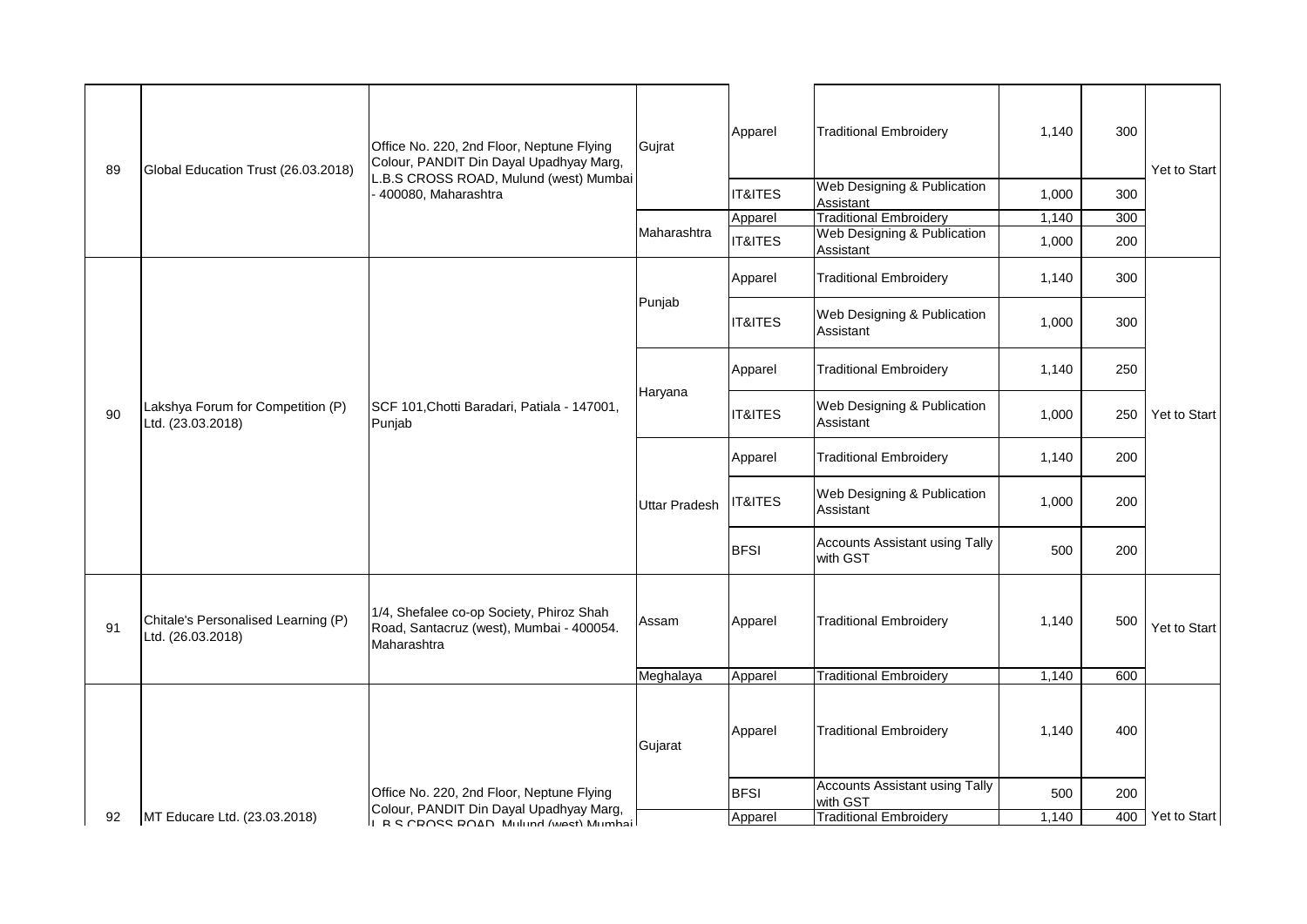| 89 | Global Education Trust (26.03.2018) | Office No. 220, 2nd Floor, Neptune Flying Colour, PANDIT Din Dayal Upadhyay Marg, L.B.S CROSS ROAD, Mulund (west) Mumbai - 400080, Maharashtra | Gujrat | Apparel | Traditional Embroidery | 1,140 | 300 | Yet to Start |
|---|---|---|---|---|---|---|---|---|
| | | | | IT&ITES | Web Designing & Publication Assistant | 1,000 | 300 | |
| | | | Maharashtra | Apparel | Traditional Embroidery | 1,140 | 300 | |
| | | | | IT&ITES | Web Designing & Publication Assistant | 1,000 | 200 | |
| 90 | Lakshya Forum for Competition (P) Ltd. (23.03.2018) | SCF 101,Chotti Baradari, Patiala - 147001, Punjab | Punjab | Apparel | Traditional Embroidery | 1,140 | 300 | Yet to Start |
| | | | | IT&ITES | Web Designing & Publication Assistant | 1,000 | 300 | |
| | | | Haryana | Apparel | Traditional Embroidery | 1,140 | 250 | |
| | | | | IT&ITES | Web Designing & Publication Assistant | 1,000 | 250 | |
| | | | Uttar Pradesh | Apparel | Traditional Embroidery | 1,140 | 200 | |
| | | | | IT&ITES | Web Designing & Publication Assistant | 1,000 | 200 | |
| | | | | BFSI | Accounts Assistant using Tally with GST | 500 | 200 | |
| 91 | Chitale's Personalised Learning (P) Ltd. (26.03.2018) | 1/4, Shefalee co-op Society, Phiroz Shah Road, Santacruz (west), Mumbai - 400054. Maharashtra | Assam | Apparel | Traditional Embroidery | 1,140 | 500 | Yet to Start |
| | | | Meghalaya | Apparel | Traditional Embroidery | 1,140 | 600 | |
| 92 | MT Educare Ltd. (23.03.2018) | Office No. 220, 2nd Floor, Neptune Flying Colour, PANDIT Din Dayal Upadhyay Marg, L.B.S CROSS ROAD, Mulund (west) Mumbai | Gujarat | Apparel | Traditional Embroidery | 1,140 | 400 | Yet to Start |
| | | | | BFSI | Accounts Assistant using Tally with GST | 500 | 200 | |
| | | | | Apparel | Traditional Embroidery | 1,140 | 400 | |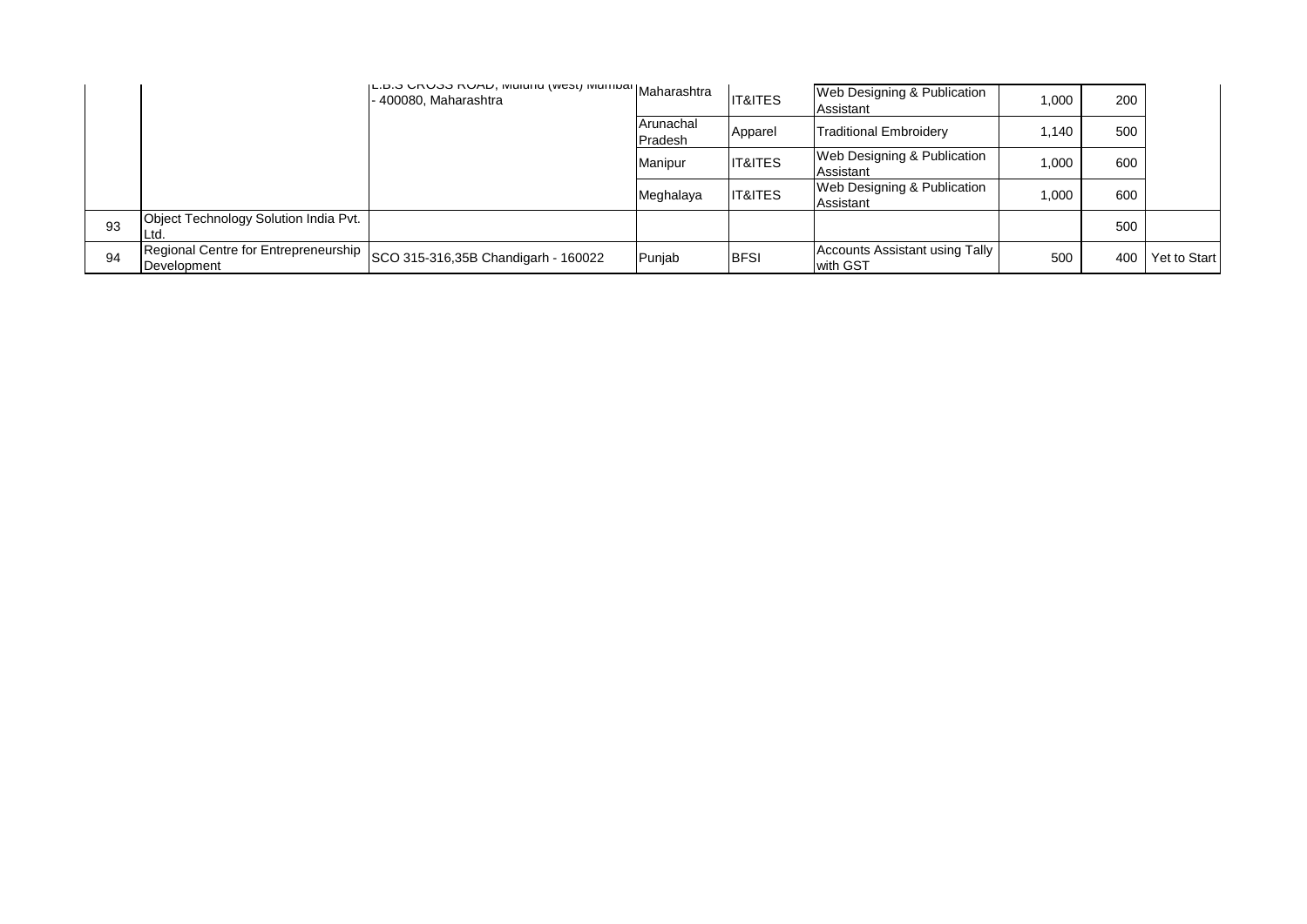| | | | | | | | | |
|---|---|---|---|---|---|---|---|---|
| | | L.B.S CROSS ROAD, Mulund (west) Mumbai - 400080, Maharashtra | Maharashtra | IT&ITES | Web Designing & Publication Assistant | 1,000 | 200 | |
| | | | Arunachal Pradesh | Apparel | Traditional Embroidery | 1,140 | 500 | |
| | | | Manipur | IT&ITES | Web Designing & Publication Assistant | 1,000 | 600 | |
| | | | Meghalaya | IT&ITES | Web Designing & Publication Assistant | 1,000 | 600 | |
| 93 | Object Technology Solution India Pvt. Ltd. | | | | | | 500 | |
| 94 | Regional Centre for Entrepreneurship Development | SCO 315-316,35B Chandigarh - 160022 | Punjab | BFSI | Accounts Assistant using Tally with GST | 500 | 400 | Yet to Start |